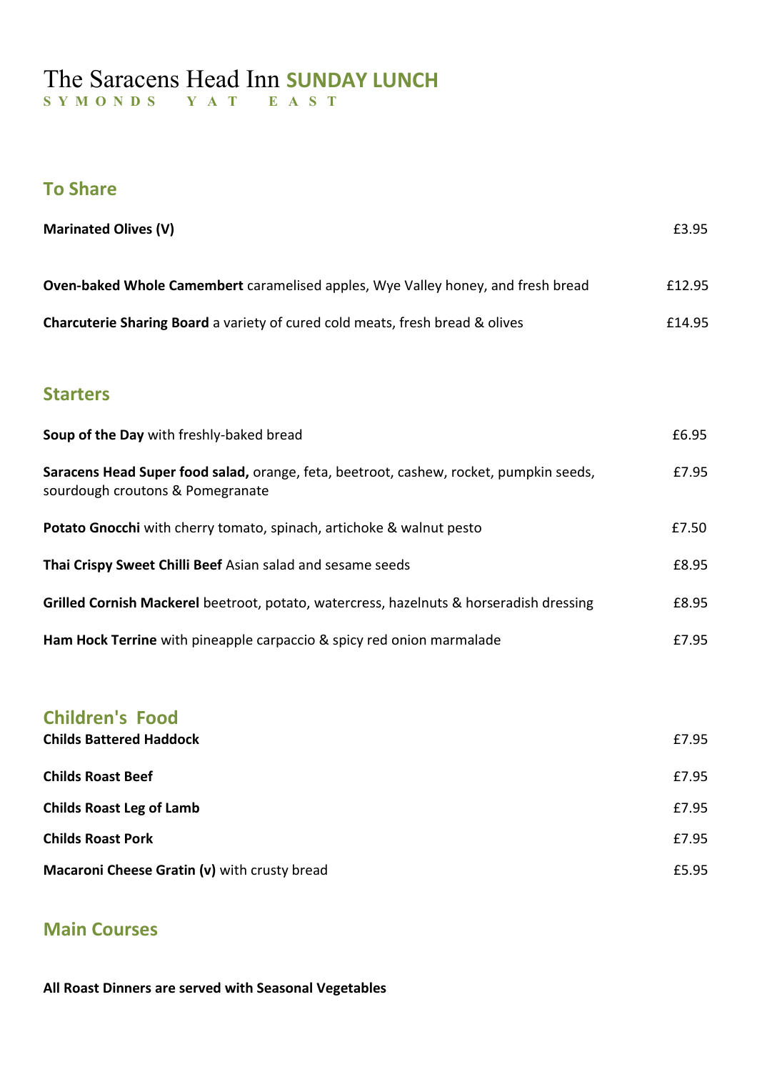# The Saracens Head Inn **SUNDAY LUNCH**

**SYMONDS YAT EAST**

## To Share

| | |
|---|---|
| **Marinated Olives (V)** | £3.95 |
| **Oven-baked Whole Camembert** caramelised apples, Wye Valley honey, and fresh bread | £12.95 |
| **Charcuterie Sharing Board** a variety of cured cold meats, fresh bread & olives | £14.95 |

## Starters

| | |
|---|---|
| **Soup of the Day** with freshly-baked bread | £6.95 |
| **Saracens Head Super food salad,** orange, feta, beetroot, cashew, rocket, pumpkin seeds, sourdough croutons & Pomegranate | £7.95 |
| **Potato Gnocchi** with cherry tomato, spinach, artichoke & walnut pesto | £7.50 |
| **Thai Crispy Sweet Chilli Beef** Asian salad and sesame seeds | £8.95 |
| **Grilled Cornish Mackerel** beetroot, potato, watercress, hazelnuts & horseradish dressing | £8.95 |
| **Ham Hock Terrine** with pineapple carpaccio & spicy red onion marmalade | £7.95 |

## Children's Food

| | |
|---|---|
| **Childs Battered Haddock** | £7.95 |
| **Childs Roast Beef** | £7.95 |
| **Childs Roast Leg of Lamb** | £7.95 |
| **Childs Roast Pork** | £7.95 |
| **Macaroni Cheese Gratin (v)** with crusty bread | £5.95 |

## Main Courses

**All Roast Dinners are served with Seasonal Vegetables**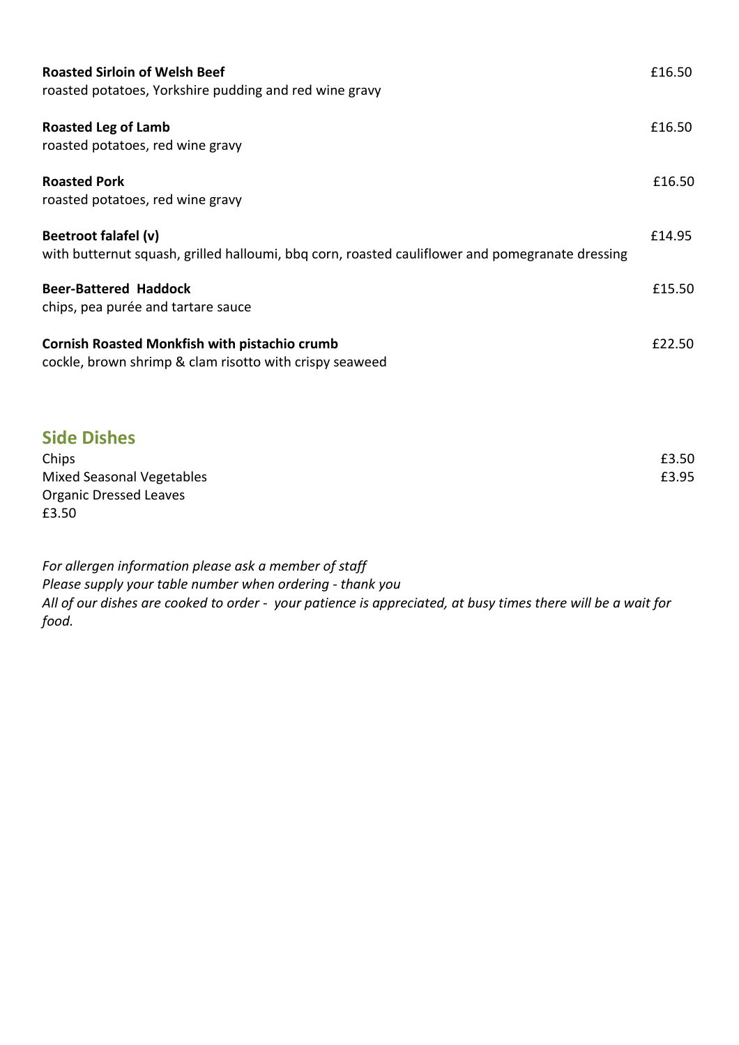**Roasted Sirloin of Welsh Beef** £16.50
roasted potatoes, Yorkshire pudding and red wine gravy

**Roasted Leg of Lamb** £16.50
roasted potatoes, red wine gravy

**Roasted Pork** £16.50
roasted potatoes, red wine gravy

**Beetroot falafel (v)** £14.95
with butternut squash, grilled halloumi, bbq corn, roasted cauliflower and pomegranate dressing

**Beer-Battered Haddock** £15.50
chips, pea purée and tartare sauce

**Cornish Roasted Monkfish with pistachio crumb** £22.50
cockle, brown shrimp & clam risotto with crispy seaweed

## Side Dishes

Chips £3.50
Mixed Seasonal Vegetables £3.95
Organic Dressed Leaves
£3.50

*For allergen information please ask a member of staff*
*Please supply your table number when ordering - thank you*
*All of our dishes are cooked to order - your patience is appreciated, at busy times there will be a wait for food.*